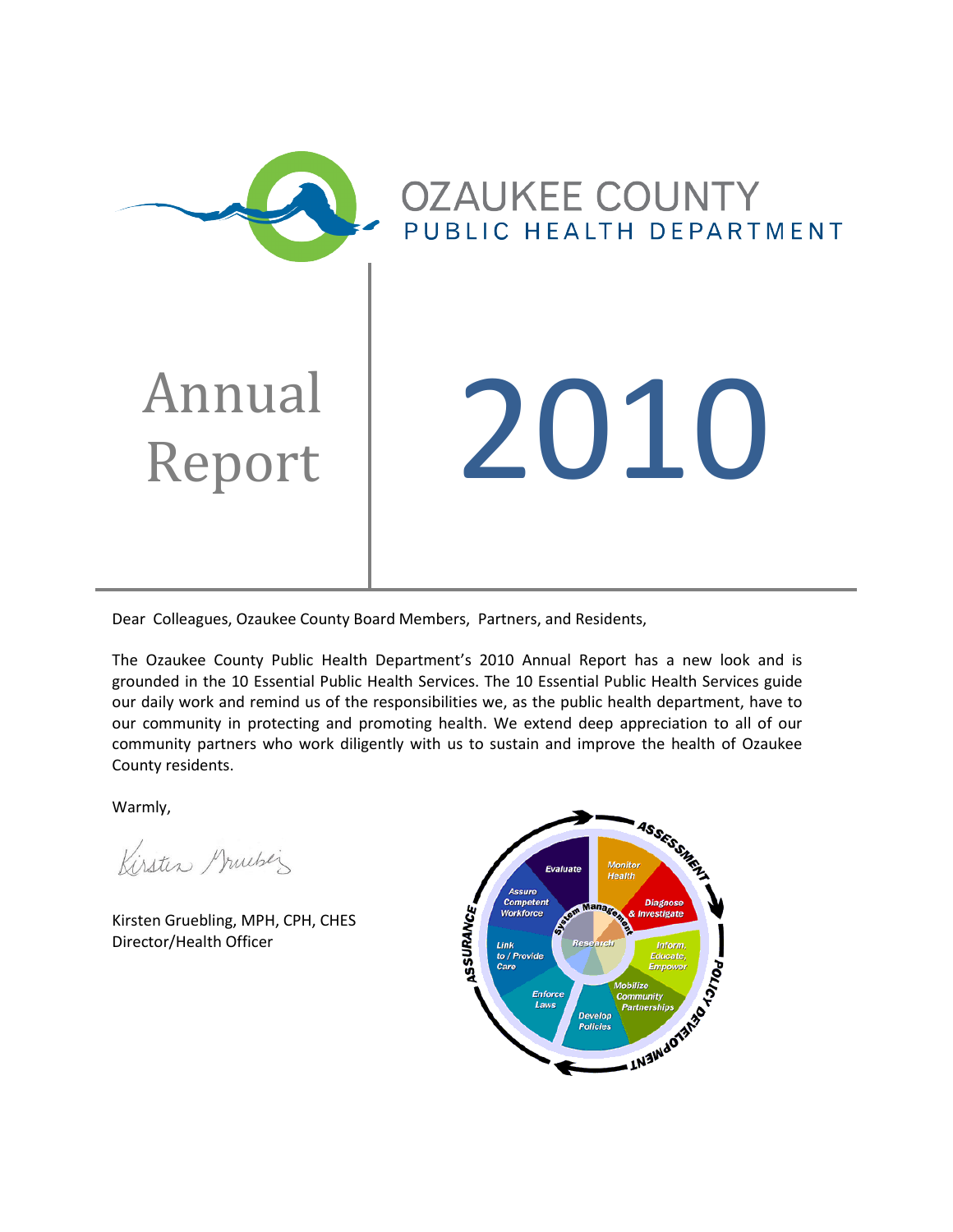# OZAUKEE COUNTY
## PUBLIC HEALTH DEPARTMENT

# Annual Report 2010

Dear Colleagues, Ozaukee County Board Members, Partners, and Residents,

The Ozaukee County Public Health Department's 2010 Annual Report has a new look and is grounded in the 10 Essential Public Health Services. The 10 Essential Public Health Services guide our daily work and remind us of the responsibilities we, as the public health department, have to our community in protecting and promoting health. We extend deep appreciation to all of our community partners who work diligently with us to sustain and improve the health of Ozaukee County residents.

Warmly,

Kirsten Gruebling, MPH, CPH, CHES
Director/Health Officer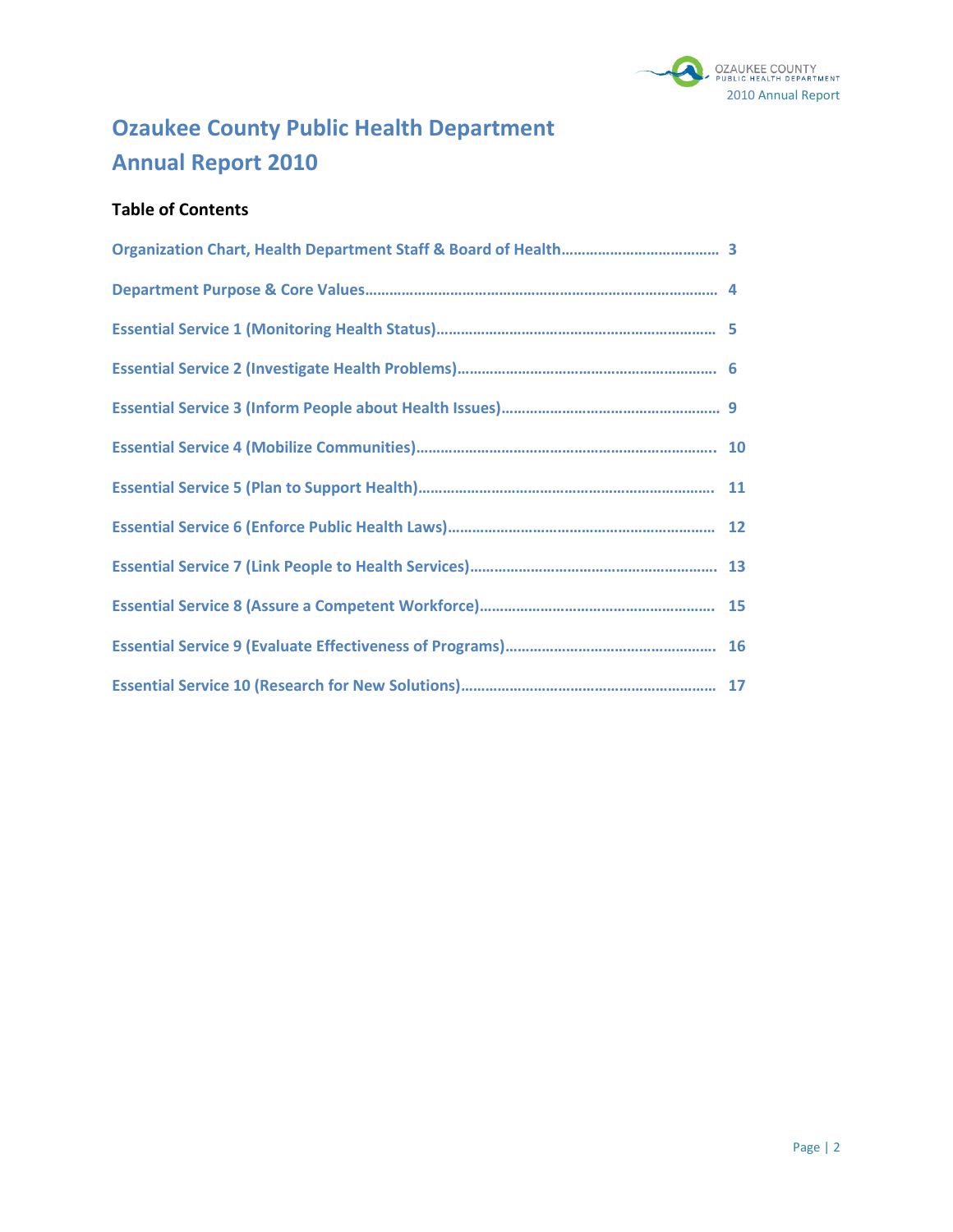# Ozaukee County Public Health Department
# Annual Report 2010

### Table of Contents

| | |
|---|---|
| Organization Chart, Health Department Staff & Board of Health | 3 |
| Department Purpose & Core Values | 4 |
| Essential Service 1 (Monitoring Health Status) | 5 |
| Essential Service 2 (Investigate Health Problems) | 6 |
| Essential Service 3 (Inform People about Health Issues) | 9 |
| Essential Service 4 (Mobilize Communities) | 10 |
| Essential Service 5 (Plan to Support Health) | 11 |
| Essential Service 6 (Enforce Public Health Laws) | 12 |
| Essential Service 7 (Link People to Health Services) | 13 |
| Essential Service 8 (Assure a Competent Workforce) | 15 |
| Essential Service 9 (Evaluate Effectiveness of Programs) | 16 |
| Essential Service 10 (Research for New Solutions) | 17 |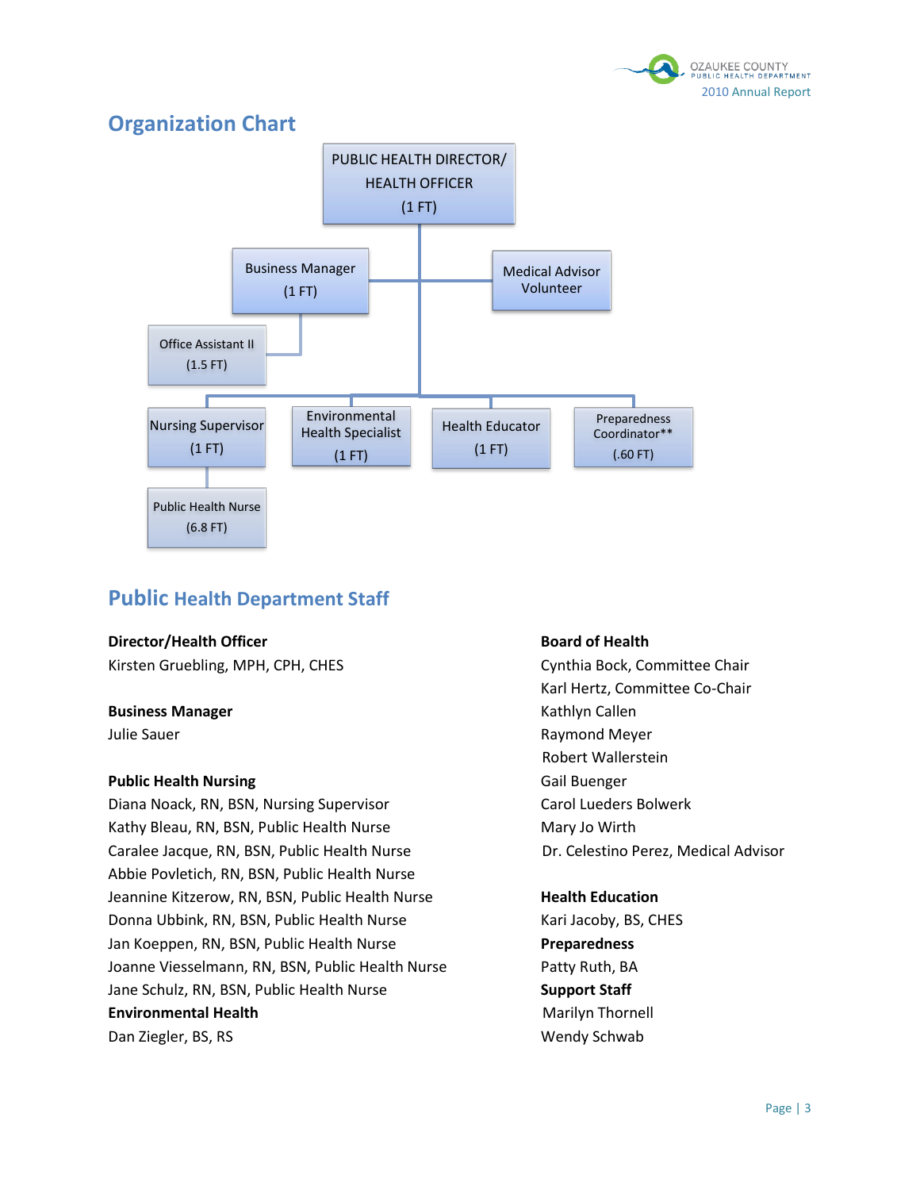## Organization Chart

- PUBLIC HEALTH DIRECTOR/ HEALTH OFFICER (1 FT)
  - Business Manager (1 FT)
    - Office Assistant II (1.5 FT)
  - Medical Advisor Volunteer
  - Nursing Supervisor (1 FT)
    - Public Health Nurse (6.8 FT)
  - Environmental Health Specialist (1 FT)
  - Health Educator (1 FT)
  - Preparedness Coordinator** (.60 FT)

## Public Health Department Staff

**Director/Health Officer**
Kirsten Gruebling, MPH, CPH, CHES

**Business Manager**
Julie Sauer

**Public Health Nursing**
Diana Noack, RN, BSN, Nursing Supervisor
Kathy Bleau, RN, BSN, Public Health Nurse
Caralee Jacque, RN, BSN, Public Health Nurse
Abbie Povletich, RN, BSN, Public Health Nurse
Jeannine Kitzerow, RN, BSN, Public Health Nurse
Donna Ubbink, RN, BSN, Public Health Nurse
Jan Koeppen, RN, BSN, Public Health Nurse
Joanne Viesselmann, RN, BSN, Public Health Nurse
Jane Schulz, RN, BSN, Public Health Nurse

**Environmental Health**
Dan Ziegler, BS, RS

**Board of Health**
Cynthia Bock, Committee Chair
Karl Hertz, Committee Co-Chair
Kathlyn Callen
Raymond Meyer
Robert Wallerstein
Gail Buenger
Carol Lueders Bolwerk
Mary Jo Wirth
Dr. Celestino Perez, Medical Advisor

**Health Education**
Kari Jacoby, BS, CHES

**Preparedness**
Patty Ruth, BA

**Support Staff**
Marilyn Thornell
Wendy Schwab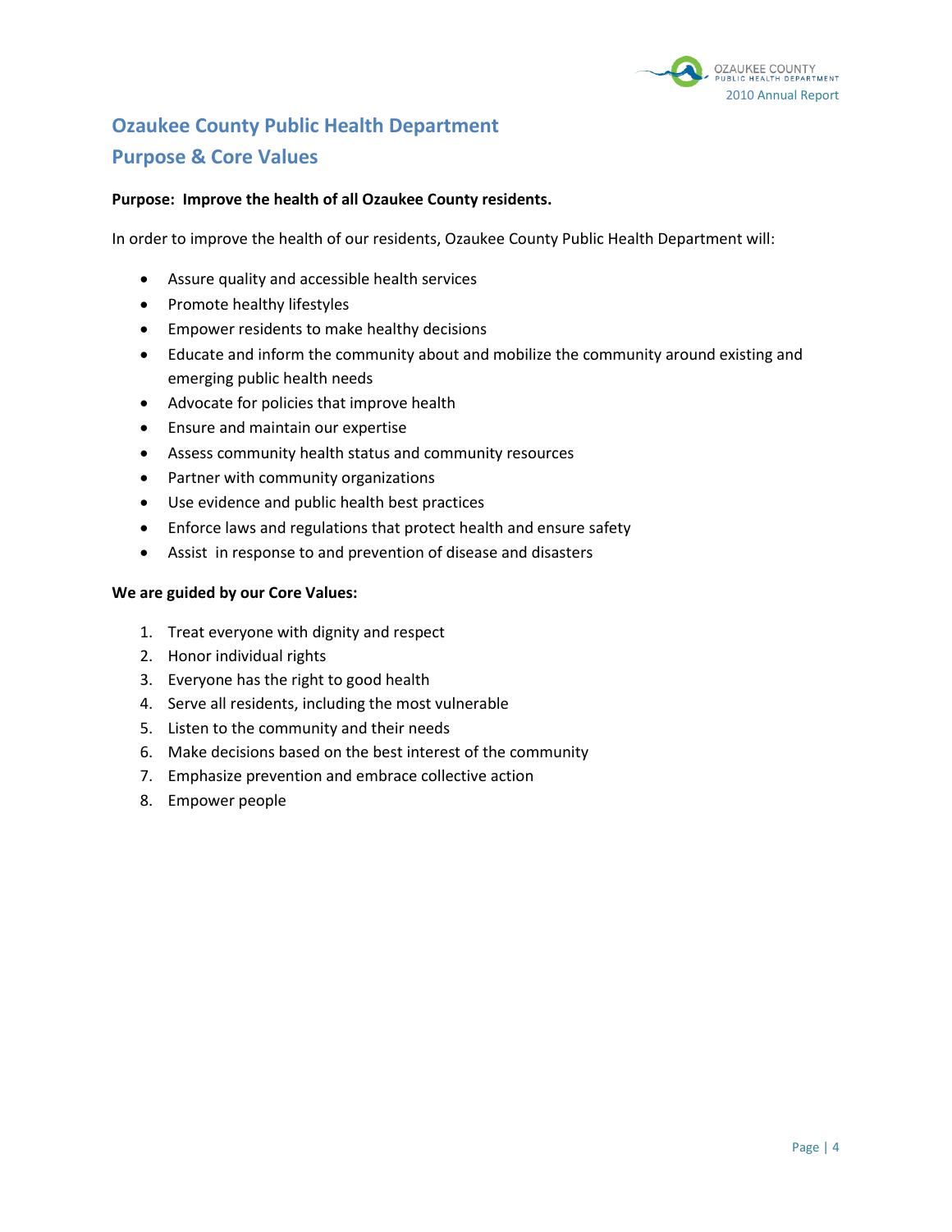# Ozaukee County Public Health Department

## Purpose & Core Values

**Purpose: Improve the health of all Ozaukee County residents.**

In order to improve the health of our residents, Ozaukee County Public Health Department will:

- Assure quality and accessible health services
- Promote healthy lifestyles
- Empower residents to make healthy decisions
- Educate and inform the community about and mobilize the community around existing and emerging public health needs
- Advocate for policies that improve health
- Ensure and maintain our expertise
- Assess community health status and community resources
- Partner with community organizations
- Use evidence and public health best practices
- Enforce laws and regulations that protect health and ensure safety
- Assist in response to and prevention of disease and disasters

**We are guided by our Core Values:**

1. Treat everyone with dignity and respect
2. Honor individual rights
3. Everyone has the right to good health
4. Serve all residents, including the most vulnerable
5. Listen to the community and their needs
6. Make decisions based on the best interest of the community
7. Emphasize prevention and embrace collective action
8. Empower people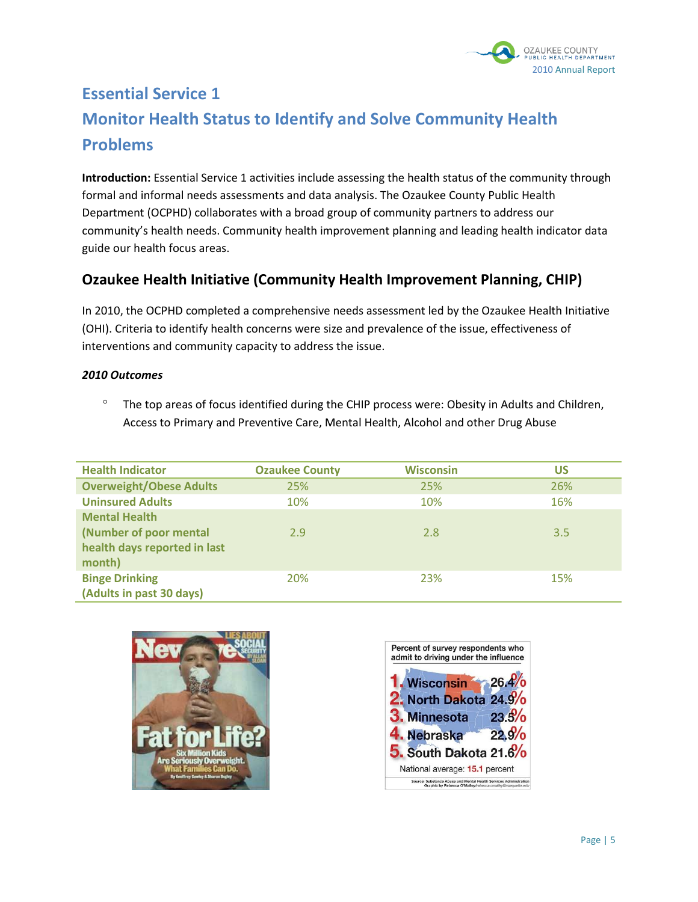# Essential Service 1

# Monitor Health Status to Identify and Solve Community Health Problems

**Introduction:** Essential Service 1 activities include assessing the health status of the community through formal and informal needs assessments and data analysis. The Ozaukee County Public Health Department (OCPHD) collaborates with a broad group of community partners to address our community's health needs. Community health improvement planning and leading health indicator data guide our health focus areas.

## Ozaukee Health Initiative (Community Health Improvement Planning, CHIP)

In 2010, the OCPHD completed a comprehensive needs assessment led by the Ozaukee Health Initiative (OHI). Criteria to identify health concerns were size and prevalence of the issue, effectiveness of interventions and community capacity to address the issue.

***2010 Outcomes***

- The top areas of focus identified during the CHIP process were: Obesity in Adults and Children, Access to Primary and Preventive Care, Mental Health, Alcohol and other Drug Abuse

| Health Indicator | Ozaukee County | Wisconsin | US |
|---|---|---|---|
| Overweight/Obese Adults | 25% | 25% | 26% |
| Uninsured Adults | 10% | 10% | 16% |
| Mental Health (Number of poor mental health days reported in last month) | 2.9 | 2.8 | 3.5 |
| Binge Drinking (Adults in past 30 days) | 20% | 23% | 15% |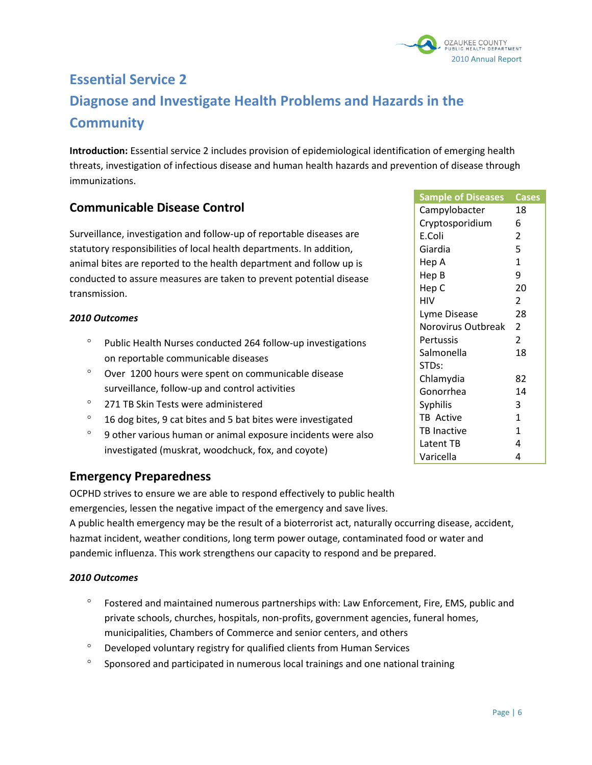# Essential Service 2

# Diagnose and Investigate Health Problems and Hazards in the Community

**Introduction:** Essential service 2 includes provision of epidemiological identification of emerging health threats, investigation of infectious disease and human health hazards and prevention of disease through immunizations.

## Communicable Disease Control

Surveillance, investigation and follow-up of reportable diseases are statutory responsibilities of local health departments. In addition, animal bites are reported to the health department and follow up is conducted to assure measures are taken to prevent potential disease transmission.

| Sample of Diseases | Cases |
|---|---|
| Campylobacter | 18 |
| Cryptosporidium | 6 |
| E.Coli | 2 |
| Giardia | 5 |
| Hep A | 1 |
| Hep B | 9 |
| Hep C | 20 |
| HIV | 2 |
| Lyme Disease | 28 |
| Norovirus Outbreak | 2 |
| Pertussis | 2 |
| Salmonella | 18 |
| STDs: | |
| Chlamydia | 82 |
| Gonorrhea | 14 |
| Syphilis | 3 |
| TB Active | 1 |
| TB Inactive | 1 |
| Latent TB | 4 |
| Varicella | 4 |

***2010 Outcomes***

- Public Health Nurses conducted 264 follow-up investigations on reportable communicable diseases
- Over 1200 hours were spent on communicable disease surveillance, follow-up and control activities
- 271 TB Skin Tests were administered
- 16 dog bites, 9 cat bites and 5 bat bites were investigated
- 9 other various human or animal exposure incidents were also investigated (muskrat, woodchuck, fox, and coyote)

## Emergency Preparedness

OCPHD strives to ensure we are able to respond effectively to public health emergencies, lessen the negative impact of the emergency and save lives.

A public health emergency may be the result of a bioterrorist act, naturally occurring disease, accident, hazmat incident, weather conditions, long term power outage, contaminated food or water and pandemic influenza. This work strengthens our capacity to respond and be prepared.

***2010 Outcomes***

- Fostered and maintained numerous partnerships with: Law Enforcement, Fire, EMS, public and private schools, churches, hospitals, non-profits, government agencies, funeral homes, municipalities, Chambers of Commerce and senior centers, and others
- Developed voluntary registry for qualified clients from Human Services
- Sponsored and participated in numerous local trainings and one national training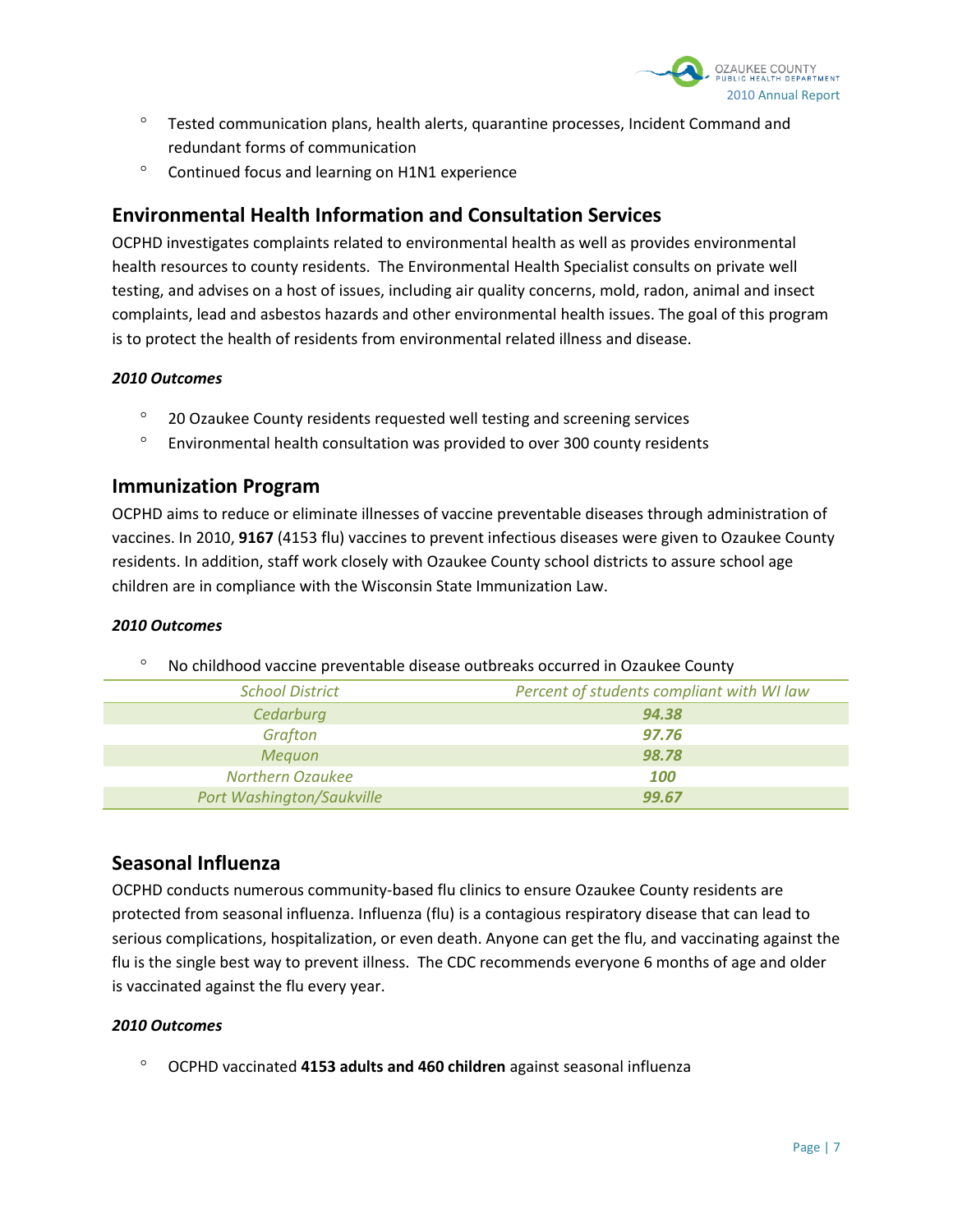- Tested communication plans, health alerts, quarantine processes, Incident Command and redundant forms of communication
- Continued focus and learning on H1N1 experience

## Environmental Health Information and Consultation Services

OCPHD investigates complaints related to environmental health as well as provides environmental health resources to county residents. The Environmental Health Specialist consults on private well testing, and advises on a host of issues, including air quality concerns, mold, radon, animal and insect complaints, lead and asbestos hazards and other environmental health issues. The goal of this program is to protect the health of residents from environmental related illness and disease.

***2010 Outcomes***

- 20 Ozaukee County residents requested well testing and screening services
- Environmental health consultation was provided to over 300 county residents

## Immunization Program

OCPHD aims to reduce or eliminate illnesses of vaccine preventable diseases through administration of vaccines. In 2010, **9167** (4153 flu) vaccines to prevent infectious diseases were given to Ozaukee County residents. In addition, staff work closely with Ozaukee County school districts to assure school age children are in compliance with the Wisconsin State Immunization Law.

***2010 Outcomes***

- No childhood vaccine preventable disease outbreaks occurred in Ozaukee County

| *School District* | *Percent of students compliant with WI law* |
|---|---|
| *Cedarburg* | ***94.38*** |
| *Grafton* | ***97.76*** |
| *Mequon* | ***98.78*** |
| *Northern Ozaukee* | ***100*** |
| *Port Washington/Saukville* | ***99.67*** |

## Seasonal Influenza

OCPHD conducts numerous community-based flu clinics to ensure Ozaukee County residents are protected from seasonal influenza. Influenza (flu) is a contagious respiratory disease that can lead to serious complications, hospitalization, or even death. Anyone can get the flu, and vaccinating against the flu is the single best way to prevent illness. The CDC recommends everyone 6 months of age and older is vaccinated against the flu every year.

***2010 Outcomes***

- OCPHD vaccinated **4153 adults and 460 children** against seasonal influenza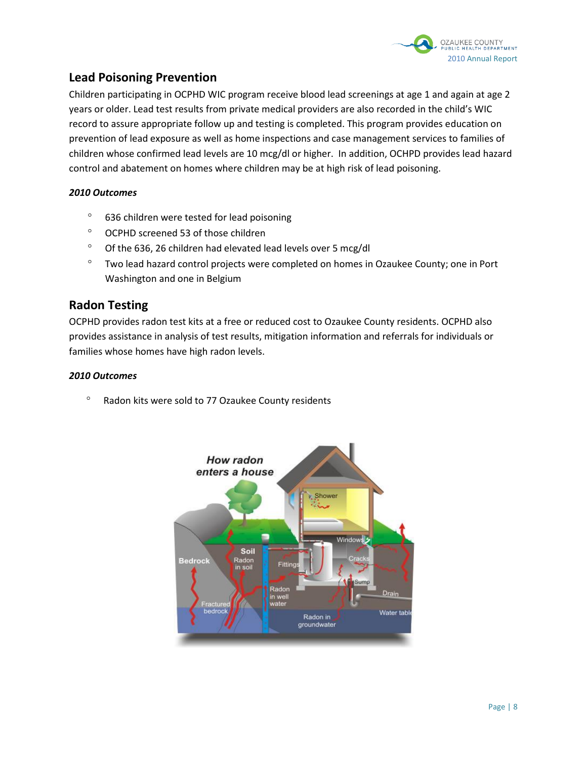## Lead Poisoning Prevention

Children participating in OCPHD WIC program receive blood lead screenings at age 1 and again at age 2 years or older. Lead test results from private medical providers are also recorded in the child's WIC record to assure appropriate follow up and testing is completed. This program provides education on prevention of lead exposure as well as home inspections and case management services to families of children whose confirmed lead levels are 10 mcg/dl or higher. In addition, OCHPD provides lead hazard control and abatement on homes where children may be at high risk of lead poisoning.

***2010 Outcomes***

- 636 children were tested for lead poisoning
- OCPHD screened 53 of those children
- Of the 636, 26 children had elevated lead levels over 5 mcg/dl
- Two lead hazard control projects were completed on homes in Ozaukee County; one in Port Washington and one in Belgium

## Radon Testing

OCPHD provides radon test kits at a free or reduced cost to Ozaukee County residents. OCPHD also provides assistance in analysis of test results, mitigation information and referrals for individuals or families whose homes have high radon levels.

***2010 Outcomes***

- Radon kits were sold to 77 Ozaukee County residents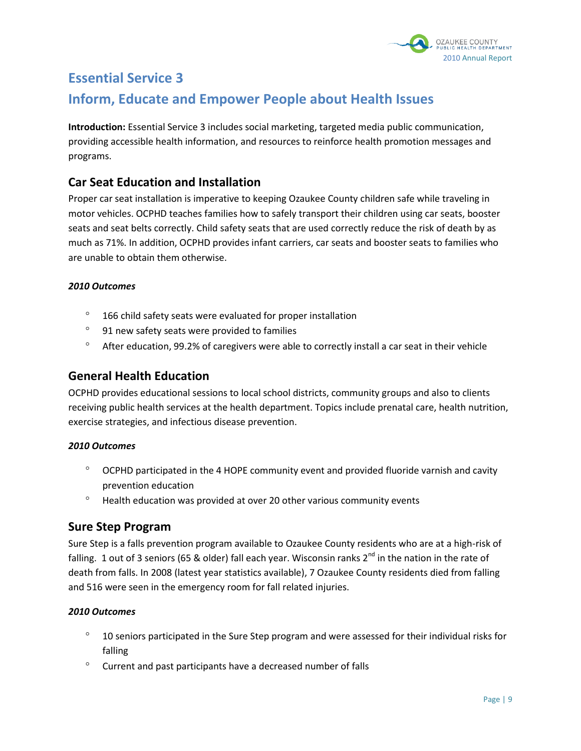## Essential Service 3

## Inform, Educate and Empower People about Health Issues

**Introduction:** Essential Service 3 includes social marketing, targeted media public communication, providing accessible health information, and resources to reinforce health promotion messages and programs.

### Car Seat Education and Installation

Proper car seat installation is imperative to keeping Ozaukee County children safe while traveling in motor vehicles. OCPHD teaches families how to safely transport their children using car seats, booster seats and seat belts correctly. Child safety seats that are used correctly reduce the risk of death by as much as 71%. In addition, OCPHD provides infant carriers, car seats and booster seats to families who are unable to obtain them otherwise.

***2010 Outcomes***

- 166 child safety seats were evaluated for proper installation
- 91 new safety seats were provided to families
- After education, 99.2% of caregivers were able to correctly install a car seat in their vehicle

### General Health Education

OCPHD provides educational sessions to local school districts, community groups and also to clients receiving public health services at the health department. Topics include prenatal care, health nutrition, exercise strategies, and infectious disease prevention.

***2010 Outcomes***

- OCPHD participated in the 4 HOPE community event and provided fluoride varnish and cavity prevention education
- Health education was provided at over 20 other various community events

### Sure Step Program

Sure Step is a falls prevention program available to Ozaukee County residents who are at a high-risk of falling. 1 out of 3 seniors (65 & older) fall each year. Wisconsin ranks 2nd in the nation in the rate of death from falls. In 2008 (latest year statistics available), 7 Ozaukee County residents died from falling and 516 were seen in the emergency room for fall related injuries.

***2010 Outcomes***

- 10 seniors participated in the Sure Step program and were assessed for their individual risks for falling
- Current and past participants have a decreased number of falls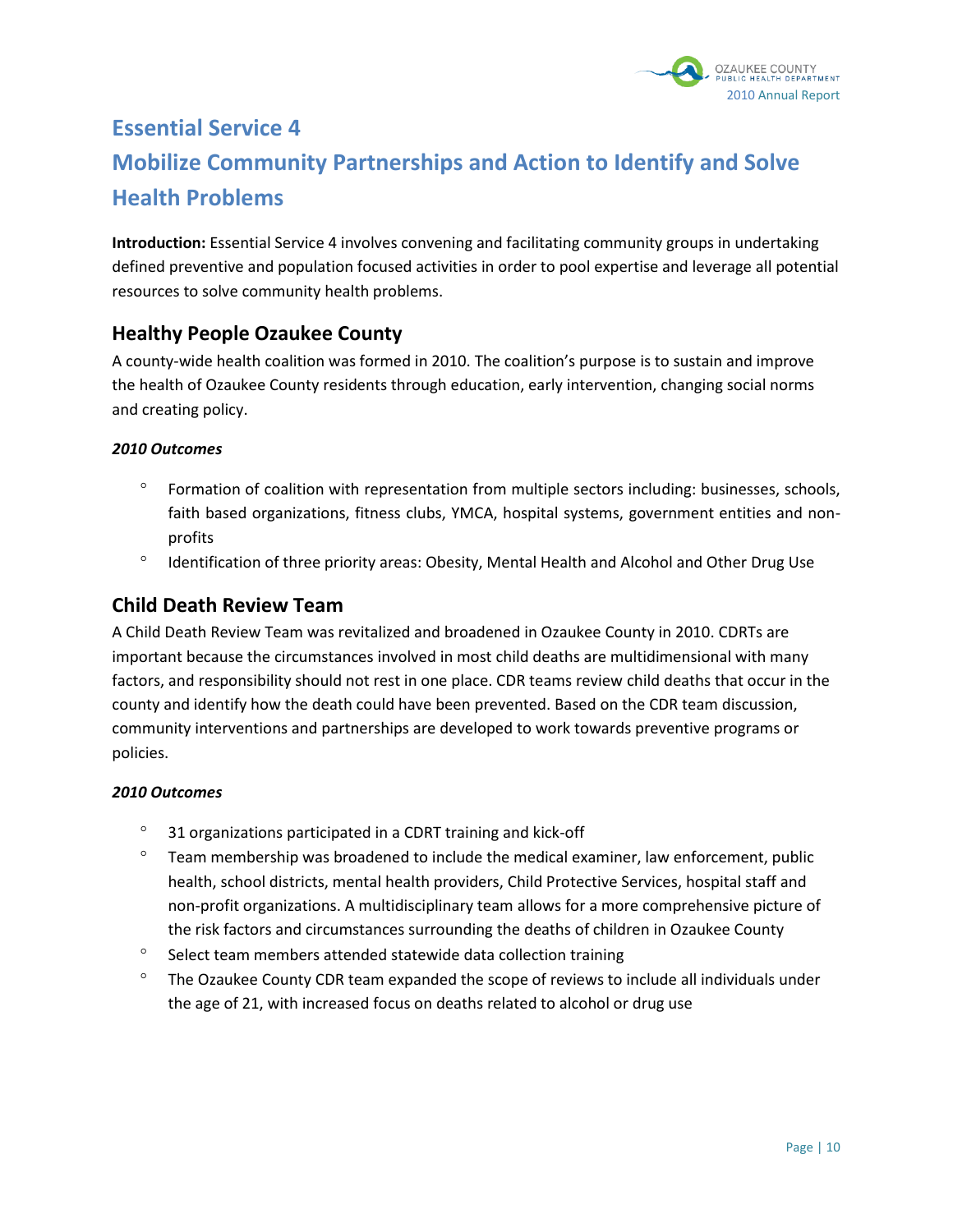# Essential Service 4

# Mobilize Community Partnerships and Action to Identify and Solve Health Problems

**Introduction:** Essential Service 4 involves convening and facilitating community groups in undertaking defined preventive and population focused activities in order to pool expertise and leverage all potential resources to solve community health problems.

## Healthy People Ozaukee County

A county-wide health coalition was formed in 2010. The coalition's purpose is to sustain and improve the health of Ozaukee County residents through education, early intervention, changing social norms and creating policy.

***2010 Outcomes***

- Formation of coalition with representation from multiple sectors including: businesses, schools, faith based organizations, fitness clubs, YMCA, hospital systems, government entities and non-profits
- Identification of three priority areas: Obesity, Mental Health and Alcohol and Other Drug Use

## Child Death Review Team

A Child Death Review Team was revitalized and broadened in Ozaukee County in 2010. CDRTs are important because the circumstances involved in most child deaths are multidimensional with many factors, and responsibility should not rest in one place. CDR teams review child deaths that occur in the county and identify how the death could have been prevented. Based on the CDR team discussion, community interventions and partnerships are developed to work towards preventive programs or policies.

***2010 Outcomes***

- 31 organizations participated in a CDRT training and kick-off
- Team membership was broadened to include the medical examiner, law enforcement, public health, school districts, mental health providers, Child Protective Services, hospital staff and non-profit organizations. A multidisciplinary team allows for a more comprehensive picture of the risk factors and circumstances surrounding the deaths of children in Ozaukee County
- Select team members attended statewide data collection training
- The Ozaukee County CDR team expanded the scope of reviews to include all individuals under the age of 21, with increased focus on deaths related to alcohol or drug use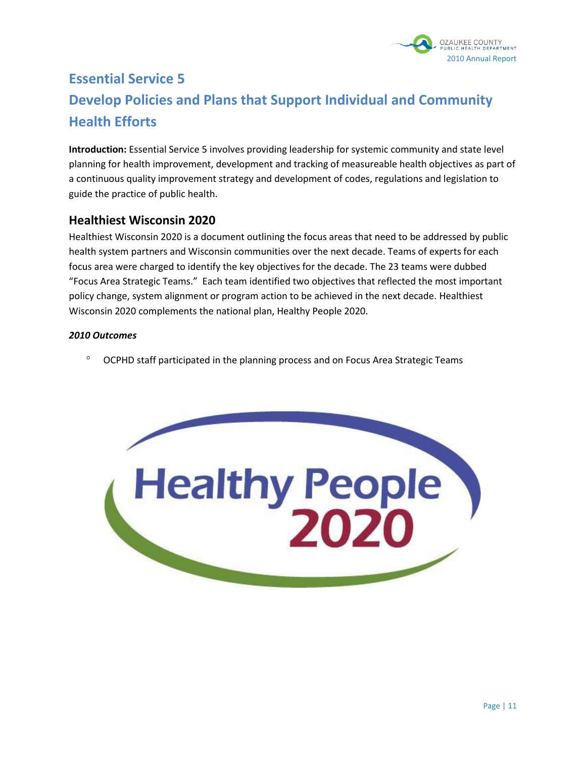# Essential Service 5

# Develop Policies and Plans that Support Individual and Community Health Efforts

**Introduction:** Essential Service 5 involves providing leadership for systemic community and state level planning for health improvement, development and tracking of measureable health objectives as part of a continuous quality improvement strategy and development of codes, regulations and legislation to guide the practice of public health.

## Healthiest Wisconsin 2020

Healthiest Wisconsin 2020 is a document outlining the focus areas that need to be addressed by public health system partners and Wisconsin communities over the next decade. Teams of experts for each focus area were charged to identify the key objectives for the decade. The 23 teams were dubbed "Focus Area Strategic Teams." Each team identified two objectives that reflected the most important policy change, system alignment or program action to be achieved in the next decade. Healthiest Wisconsin 2020 complements the national plan, Healthy People 2020.

***2010 Outcomes***

- OCPHD staff participated in the planning process and on Focus Area Strategic Teams

Healthy People 2020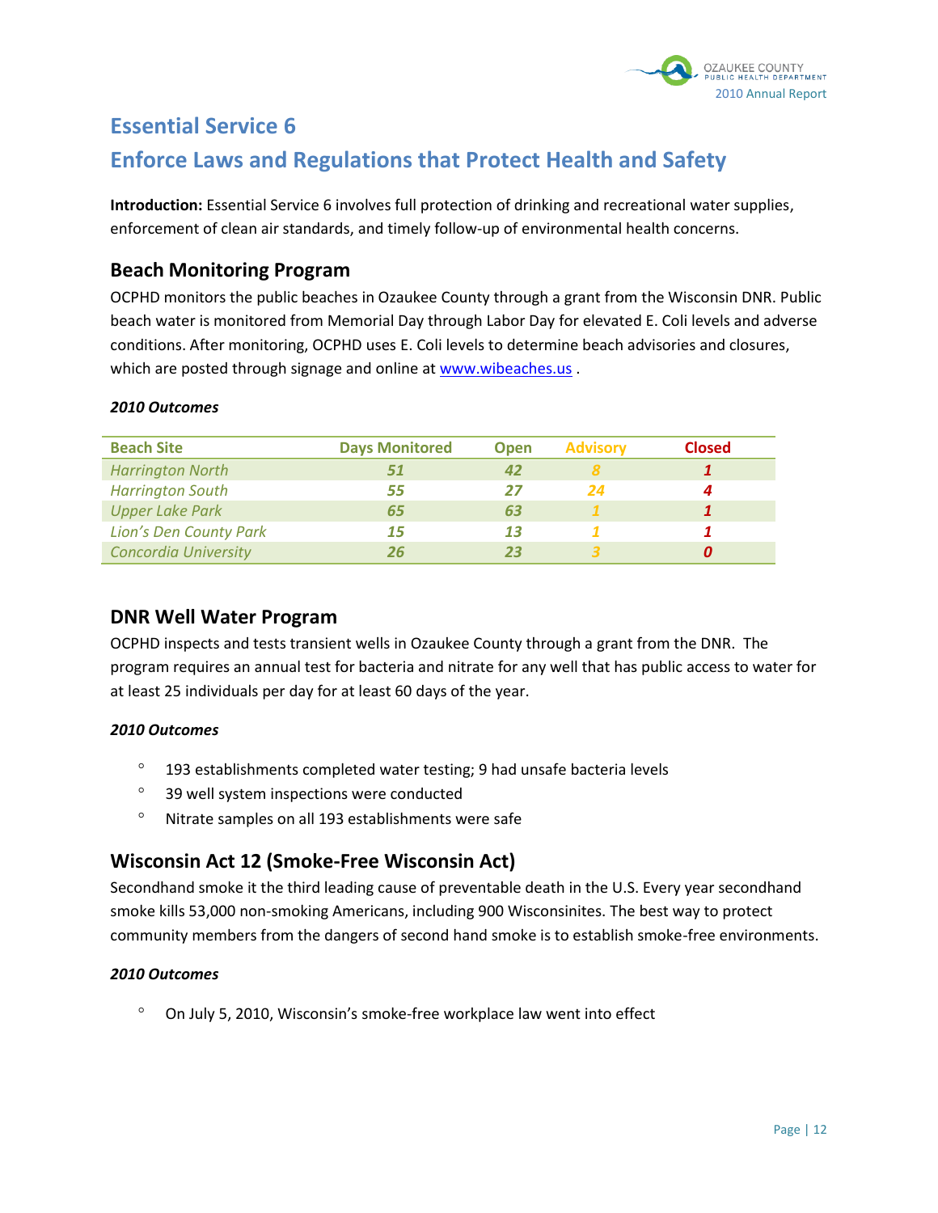# Essential Service 6

## Enforce Laws and Regulations that Protect Health and Safety

**Introduction:** Essential Service 6 involves full protection of drinking and recreational water supplies, enforcement of clean air standards, and timely follow-up of environmental health concerns.

### Beach Monitoring Program

OCPHD monitors the public beaches in Ozaukee County through a grant from the Wisconsin DNR. Public beach water is monitored from Memorial Day through Labor Day for elevated E. Coli levels and adverse conditions. After monitoring, OCPHD uses E. Coli levels to determine beach advisories and closures, which are posted through signage and online at www.wibeaches.us .

***2010 Outcomes***

| Beach Site | Days Monitored | Open | Advisory | Closed |
|---|---|---|---|---|
| *Harrington North* | *51* | *42* | *8* | *1* |
| *Harrington South* | *55* | *27* | *24* | *4* |
| *Upper Lake Park* | *65* | *63* | *1* | *1* |
| *Lion's Den County Park* | *15* | *13* | *1* | *1* |
| *Concordia University* | *26* | *23* | *3* | *0* |

### DNR Well Water Program

OCPHD inspects and tests transient wells in Ozaukee County through a grant from the DNR. The program requires an annual test for bacteria and nitrate for any well that has public access to water for at least 25 individuals per day for at least 60 days of the year.

***2010 Outcomes***

- 193 establishments completed water testing; 9 had unsafe bacteria levels
- 39 well system inspections were conducted
- Nitrate samples on all 193 establishments were safe

### Wisconsin Act 12 (Smoke-Free Wisconsin Act)

Secondhand smoke it the third leading cause of preventable death in the U.S. Every year secondhand smoke kills 53,000 non-smoking Americans, including 900 Wisconsinites. The best way to protect community members from the dangers of second hand smoke is to establish smoke-free environments.

***2010 Outcomes***

- On July 5, 2010, Wisconsin's smoke-free workplace law went into effect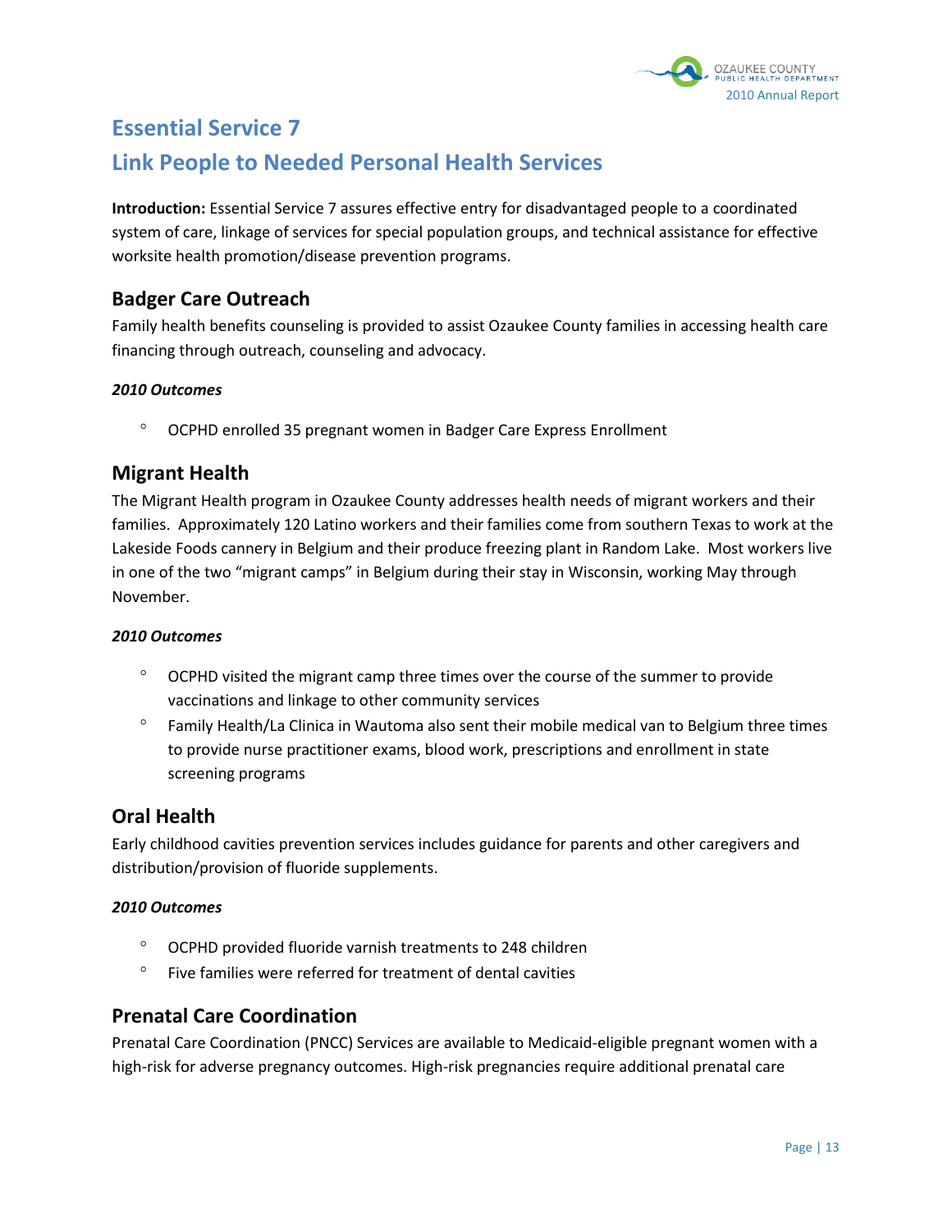# Essential Service 7

# Link People to Needed Personal Health Services

**Introduction:** Essential Service 7 assures effective entry for disadvantaged people to a coordinated system of care, linkage of services for special population groups, and technical assistance for effective worksite health promotion/disease prevention programs.

## Badger Care Outreach

Family health benefits counseling is provided to assist Ozaukee County families in accessing health care financing through outreach, counseling and advocacy.

***2010 Outcomes***

- OCPHD enrolled 35 pregnant women in Badger Care Express Enrollment

## Migrant Health

The Migrant Health program in Ozaukee County addresses health needs of migrant workers and their families. Approximately 120 Latino workers and their families come from southern Texas to work at the Lakeside Foods cannery in Belgium and their produce freezing plant in Random Lake. Most workers live in one of the two "migrant camps" in Belgium during their stay in Wisconsin, working May through November.

***2010 Outcomes***

- OCPHD visited the migrant camp three times over the course of the summer to provide vaccinations and linkage to other community services
- Family Health/La Clinica in Wautoma also sent their mobile medical van to Belgium three times to provide nurse practitioner exams, blood work, prescriptions and enrollment in state screening programs

## Oral Health

Early childhood cavities prevention services includes guidance for parents and other caregivers and distribution/provision of fluoride supplements.

***2010 Outcomes***

- OCPHD provided fluoride varnish treatments to 248 children
- Five families were referred for treatment of dental cavities

## Prenatal Care Coordination

Prenatal Care Coordination (PNCC) Services are available to Medicaid-eligible pregnant women with a high-risk for adverse pregnancy outcomes. High-risk pregnancies require additional prenatal care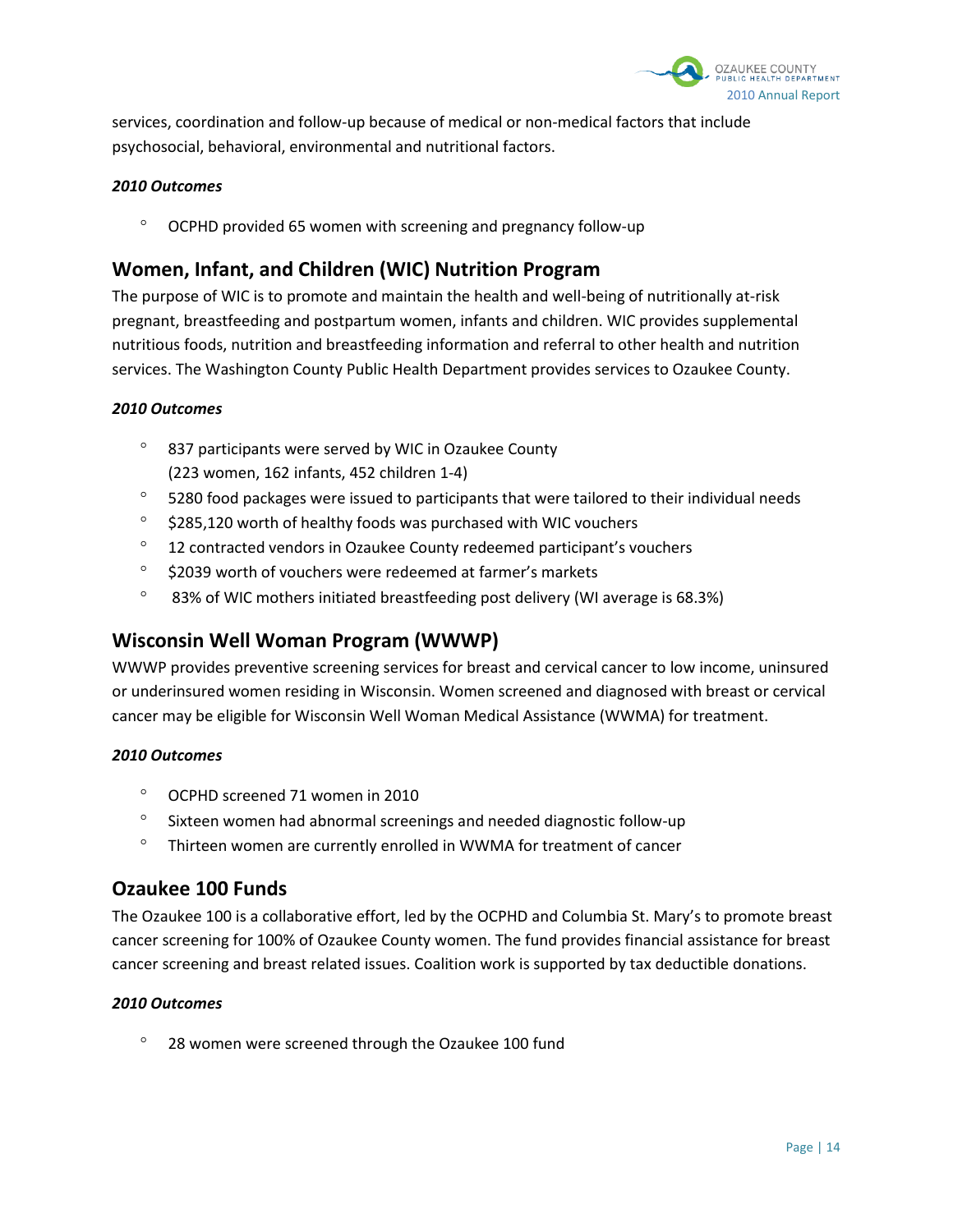services, coordination and follow-up because of medical or non-medical factors that include psychosocial, behavioral, environmental and nutritional factors.

***2010 Outcomes***

- OCPHD provided 65 women with screening and pregnancy follow-up

## Women, Infant, and Children (WIC) Nutrition Program

The purpose of WIC is to promote and maintain the health and well-being of nutritionally at-risk pregnant, breastfeeding and postpartum women, infants and children. WIC provides supplemental nutritious foods, nutrition and breastfeeding information and referral to other health and nutrition services. The Washington County Public Health Department provides services to Ozaukee County.

***2010 Outcomes***

- 837 participants were served by WIC in Ozaukee County
  (223 women, 162 infants, 452 children 1-4)
- 5280 food packages were issued to participants that were tailored to their individual needs
- $285,120 worth of healthy foods was purchased with WIC vouchers
- 12 contracted vendors in Ozaukee County redeemed participant's vouchers
- $2039 worth of vouchers were redeemed at farmer's markets
- 83% of WIC mothers initiated breastfeeding post delivery (WI average is 68.3%)

## Wisconsin Well Woman Program (WWWP)

WWWP provides preventive screening services for breast and cervical cancer to low income, uninsured or underinsured women residing in Wisconsin. Women screened and diagnosed with breast or cervical cancer may be eligible for Wisconsin Well Woman Medical Assistance (WWMA) for treatment.

***2010 Outcomes***

- OCPHD screened 71 women in 2010
- Sixteen women had abnormal screenings and needed diagnostic follow-up
- Thirteen women are currently enrolled in WWMA for treatment of cancer

## Ozaukee 100 Funds

The Ozaukee 100 is a collaborative effort, led by the OCPHD and Columbia St. Mary's to promote breast cancer screening for 100% of Ozaukee County women. The fund provides financial assistance for breast cancer screening and breast related issues. Coalition work is supported by tax deductible donations.

***2010 Outcomes***

- 28 women were screened through the Ozaukee 100 fund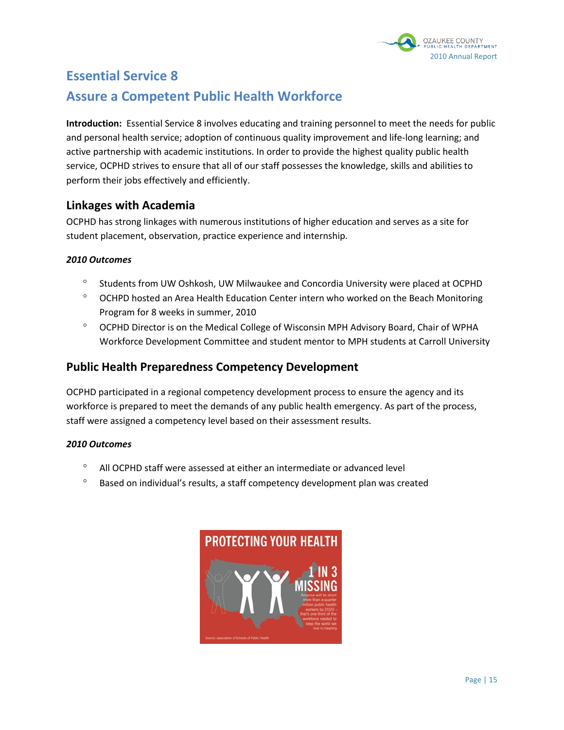# Essential Service 8

# Assure a Competent Public Health Workforce

**Introduction:** Essential Service 8 involves educating and training personnel to meet the needs for public and personal health service; adoption of continuous quality improvement and life-long learning; and active partnership with academic institutions. In order to provide the highest quality public health service, OCPHD strives to ensure that all of our staff possesses the knowledge, skills and abilities to perform their jobs effectively and efficiently.

## Linkages with Academia

OCPHD has strong linkages with numerous institutions of higher education and serves as a site for student placement, observation, practice experience and internship.

***2010 Outcomes***

- Students from UW Oshkosh, UW Milwaukee and Concordia University were placed at OCPHD
- OCHPD hosted an Area Health Education Center intern who worked on the Beach Monitoring Program for 8 weeks in summer, 2010
- OCPHD Director is on the Medical College of Wisconsin MPH Advisory Board, Chair of WPHA Workforce Development Committee and student mentor to MPH students at Carroll University

## Public Health Preparedness Competency Development

OCPHD participated in a regional competency development process to ensure the agency and its workforce is prepared to meet the demands of any public health emergency. As part of the process, staff were assigned a competency level based on their assessment results.

***2010 Outcomes***

- All OCPHD staff were assessed at either an intermediate or advanced level
- Based on individual's results, a staff competency development plan was created

**PROTECTING YOUR HEALTH**

**1 IN 3 MISSING**

America will be short more than a quarter million public health workers by 2020 – that's one-third of the workforce needed to keep the world we live in healthy.

Source: Association of Schools of Public Health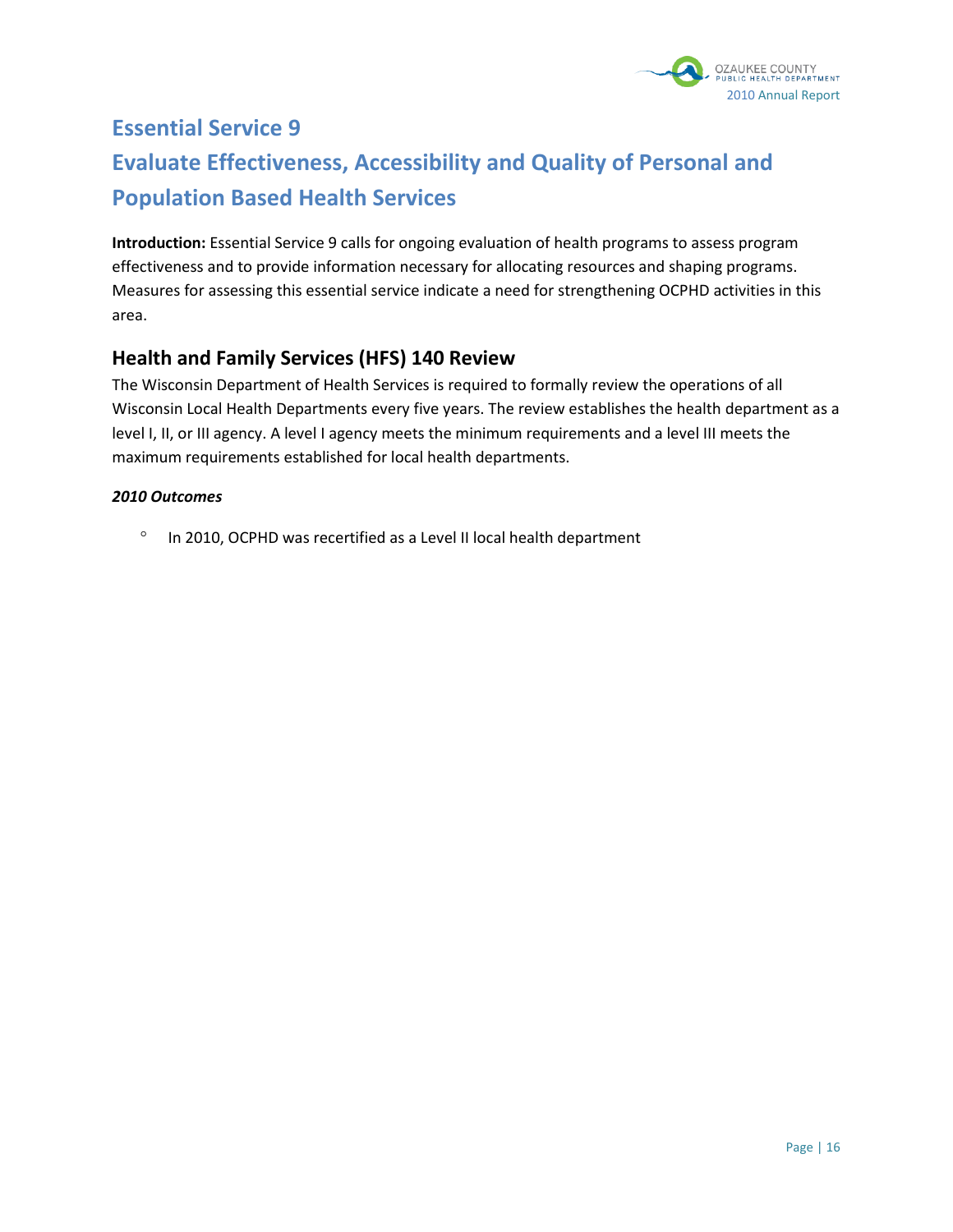# Essential Service 9

# Evaluate Effectiveness, Accessibility and Quality of Personal and Population Based Health Services

**Introduction:** Essential Service 9 calls for ongoing evaluation of health programs to assess program effectiveness and to provide information necessary for allocating resources and shaping programs. Measures for assessing this essential service indicate a need for strengthening OCPHD activities in this area.

## Health and Family Services (HFS) 140 Review

The Wisconsin Department of Health Services is required to formally review the operations of all Wisconsin Local Health Departments every five years. The review establishes the health department as a level I, II, or III agency. A level I agency meets the minimum requirements and a level III meets the maximum requirements established for local health departments.

***2010 Outcomes***

- In 2010, OCPHD was recertified as a Level II local health department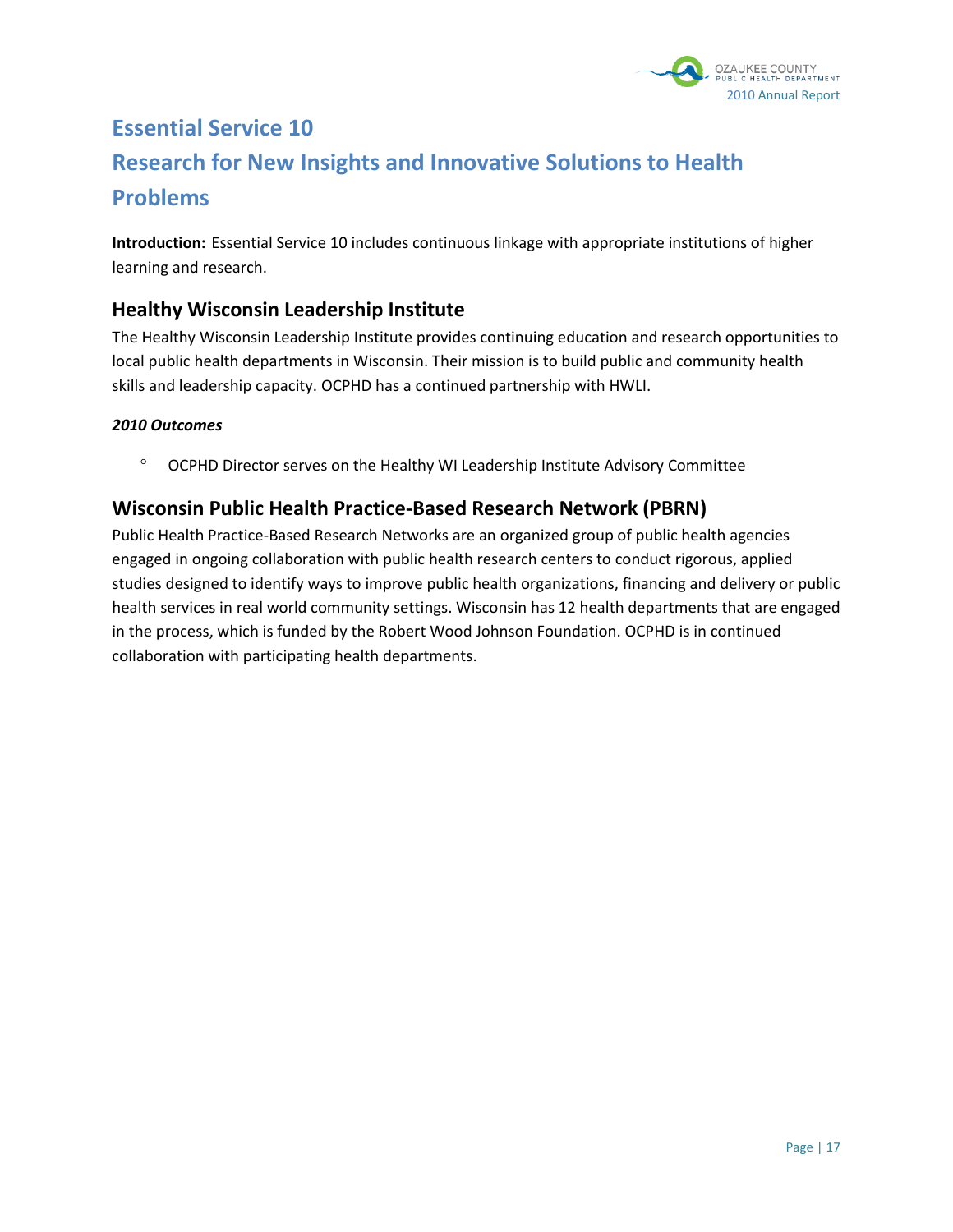# Essential Service 10

# Research for New Insights and Innovative Solutions to Health Problems

**Introduction:** Essential Service 10 includes continuous linkage with appropriate institutions of higher learning and research.

## Healthy Wisconsin Leadership Institute

The Healthy Wisconsin Leadership Institute provides continuing education and research opportunities to local public health departments in Wisconsin. Their mission is to build public and community health skills and leadership capacity. OCPHD has a continued partnership with HWLI.

***2010 Outcomes***

- OCPHD Director serves on the Healthy WI Leadership Institute Advisory Committee

## Wisconsin Public Health Practice-Based Research Network (PBRN)

Public Health Practice-Based Research Networks are an organized group of public health agencies engaged in ongoing collaboration with public health research centers to conduct rigorous, applied studies designed to identify ways to improve public health organizations, financing and delivery or public health services in real world community settings. Wisconsin has 12 health departments that are engaged in the process, which is funded by the Robert Wood Johnson Foundation. OCPHD is in continued collaboration with participating health departments.